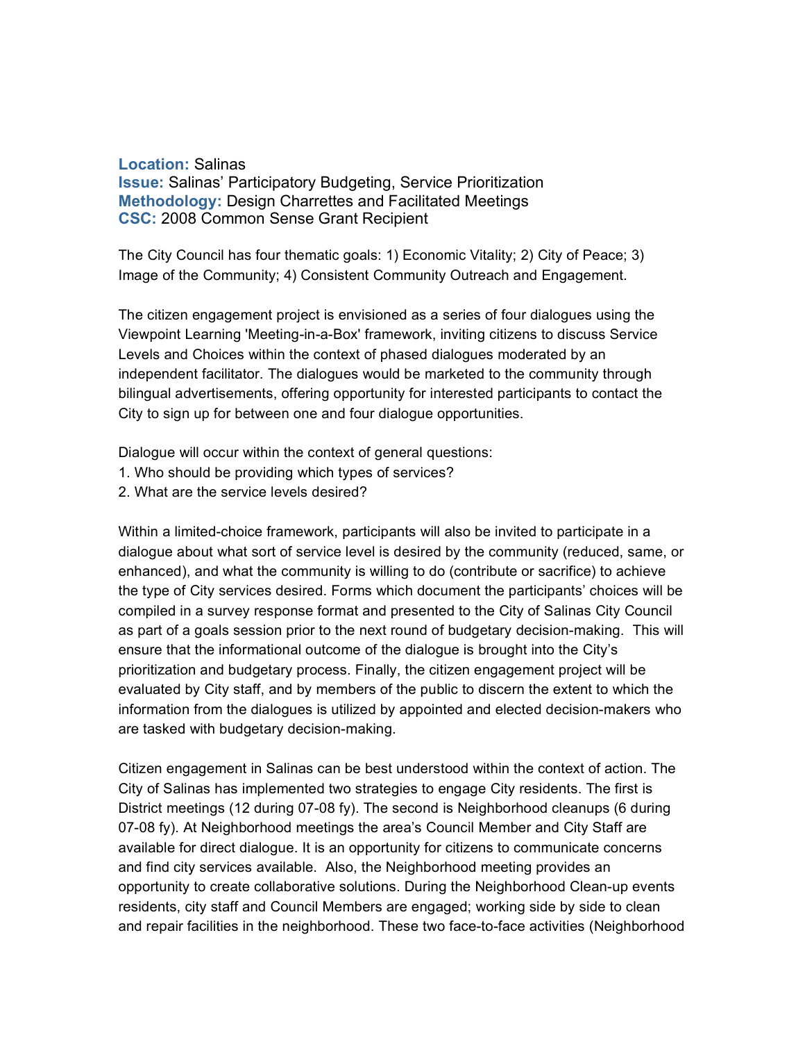**Location:** Salinas
**Issue:** Salinas' Participatory Budgeting, Service Prioritization
**Methodology:** Design Charrettes and Facilitated Meetings
**CSC:** 2008 Common Sense Grant Recipient

The City Council has four thematic goals: 1) Economic Vitality; 2) City of Peace; 3) Image of the Community; 4) Consistent Community Outreach and Engagement.

The citizen engagement project is envisioned as a series of four dialogues using the Viewpoint Learning 'Meeting-in-a-Box' framework, inviting citizens to discuss Service Levels and Choices within the context of phased dialogues moderated by an independent facilitator. The dialogues would be marketed to the community through bilingual advertisements, offering opportunity for interested participants to contact the City to sign up for between one and four dialogue opportunities.

Dialogue will occur within the context of general questions:
1. Who should be providing which types of services?
2. What are the service levels desired?

Within a limited-choice framework, participants will also be invited to participate in a dialogue about what sort of service level is desired by the community (reduced, same, or enhanced), and what the community is willing to do (contribute or sacrifice) to achieve the type of City services desired. Forms which document the participants' choices will be compiled in a survey response format and presented to the City of Salinas City Council as part of a goals session prior to the next round of budgetary decision-making. This will ensure that the informational outcome of the dialogue is brought into the City's prioritization and budgetary process. Finally, the citizen engagement project will be evaluated by City staff, and by members of the public to discern the extent to which the information from the dialogues is utilized by appointed and elected decision-makers who are tasked with budgetary decision-making.

Citizen engagement in Salinas can be best understood within the context of action. The City of Salinas has implemented two strategies to engage City residents. The first is District meetings (12 during 07-08 fy). The second is Neighborhood cleanups (6 during 07-08 fy). At Neighborhood meetings the area's Council Member and City Staff are available for direct dialogue. It is an opportunity for citizens to communicate concerns and find city services available. Also, the Neighborhood meeting provides an opportunity to create collaborative solutions. During the Neighborhood Clean-up events residents, city staff and Council Members are engaged; working side by side to clean and repair facilities in the neighborhood. These two face-to-face activities (Neighborhood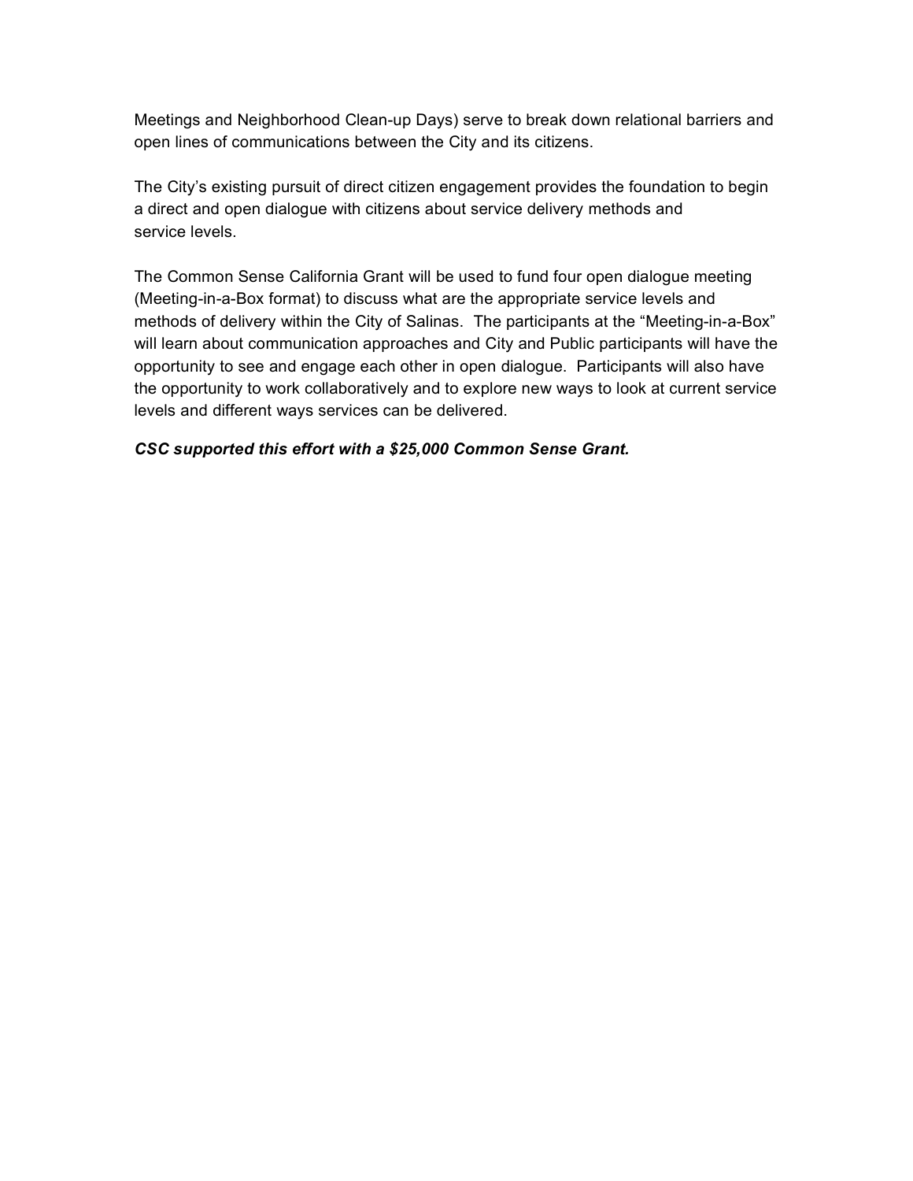Meetings and Neighborhood Clean-up Days) serve to break down relational barriers and open lines of communications between the City and its citizens.

The City's existing pursuit of direct citizen engagement provides the foundation to begin a direct and open dialogue with citizens about service delivery methods and service levels.

The Common Sense California Grant will be used to fund four open dialogue meeting (Meeting-in-a-Box format) to discuss what are the appropriate service levels and methods of delivery within the City of Salinas. The participants at the "Meeting-in-a-Box" will learn about communication approaches and City and Public participants will have the opportunity to see and engage each other in open dialogue. Participants will also have the opportunity to work collaboratively and to explore new ways to look at current service levels and different ways services can be delivered.

***CSC supported this effort with a $25,000 Common Sense Grant.***